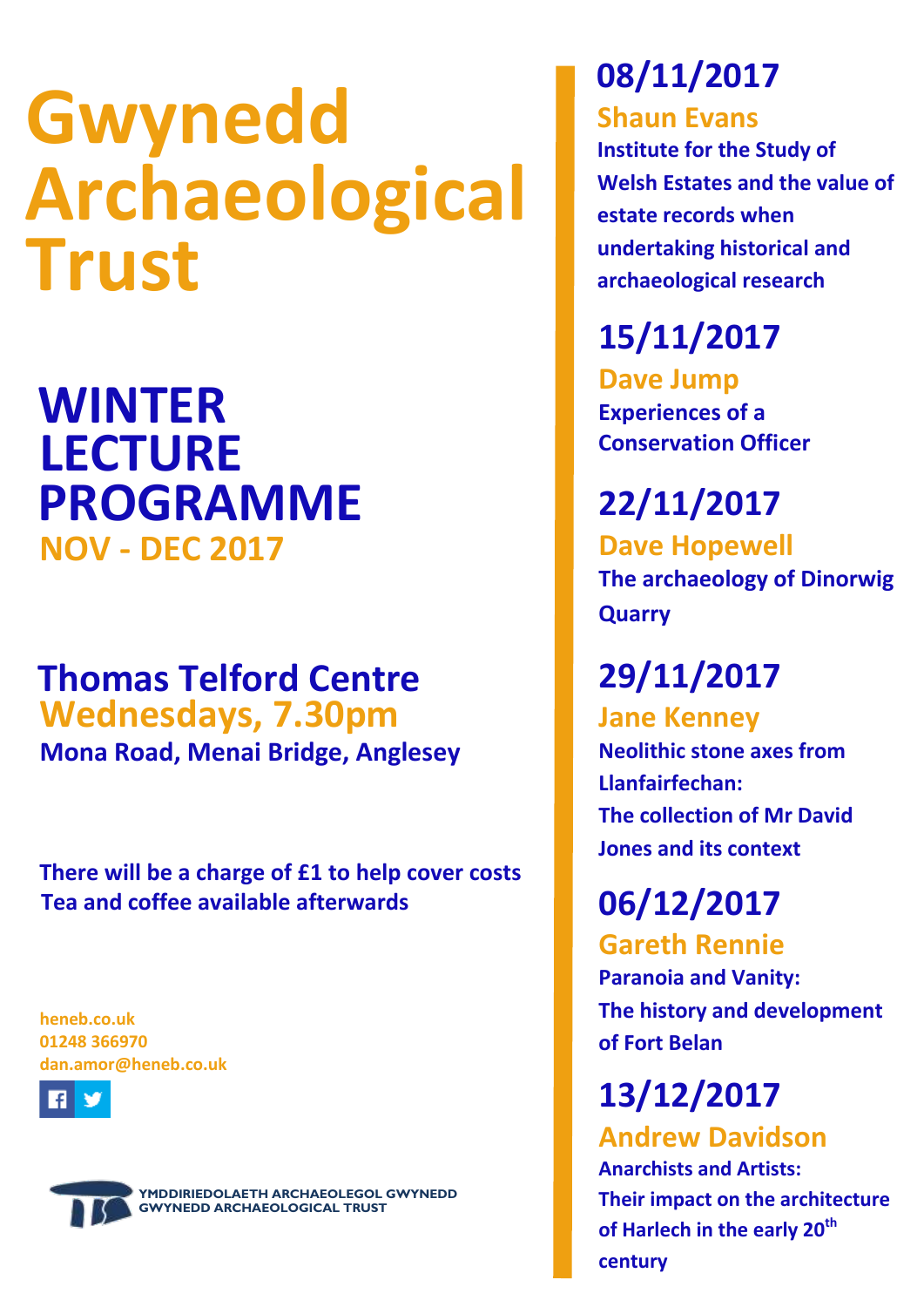# Gwynedd Archaeological Trust

## WINTER LECTURE PROGRAMME

**NOV - DEC 2017**

## Thomas Telford Centre

**Wednesdays, 7.30pm**

**Mona Road, Menai Bridge, Anglesey**

**There will be a charge of £1 to help cover costs**

**Tea and coffee available afterwards**

heneb.co.uk
01248 366970
dan.amor@heneb.co.uk

YMDDIRIEDOLAETH ARCHAEOLEGOL GWYNEDD
GWYNEDD ARCHAEOLOGICAL TRUST

### 08/11/2017

**Shaun Evans**

**Institute for the Study of Welsh Estates and the value of estate records when undertaking historical and archaeological research**

### 15/11/2017

**Dave Jump**

**Experiences of a Conservation Officer**

### 22/11/2017

**Dave Hopewell**

**The archaeology of Dinorwig Quarry**

### 29/11/2017

**Jane Kenney**

**Neolithic stone axes from Llanfairfechan: The collection of Mr David Jones and its context**

### 06/12/2017

**Gareth Rennie**

**Paranoia and Vanity: The history and development of Fort Belan**

### 13/12/2017

**Andrew Davidson**

**Anarchists and Artists: Their impact on the architecture of Harlech in the early 20th century**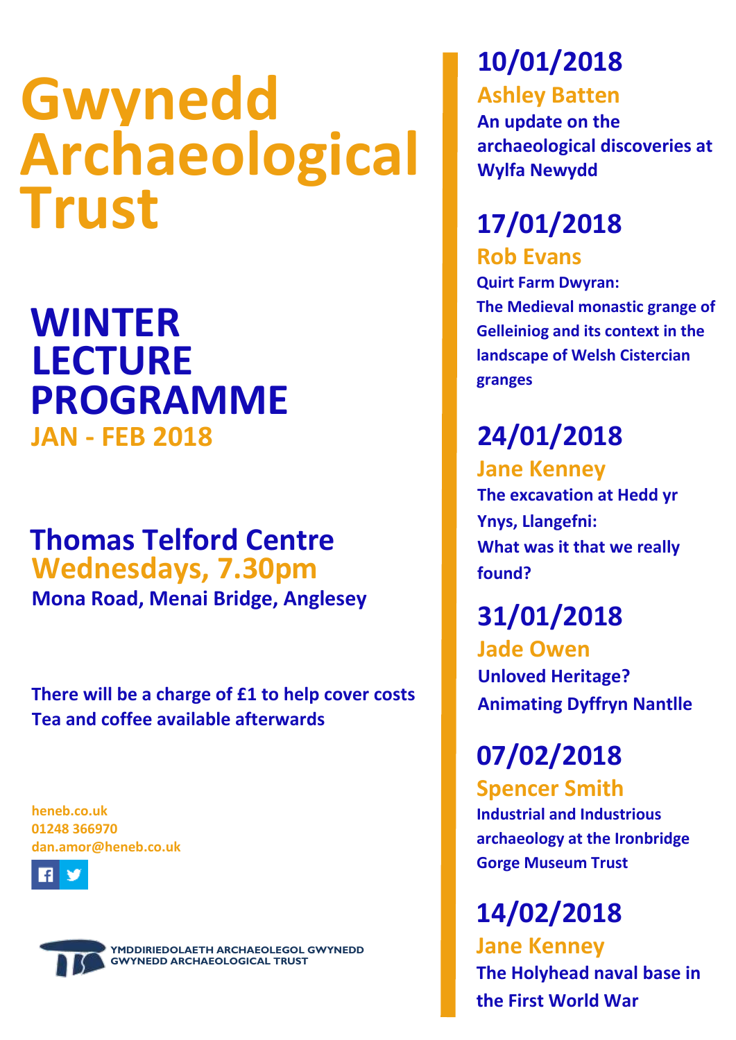# Gwynedd Archaeological Trust

## WINTER LECTURE PROGRAMME

### JAN - FEB 2018

**Thomas Telford Centre**
**Wednesdays, 7.30pm**
**Mona Road, Menai Bridge, Anglesey**

There will be a charge of £1 to help cover costs
Tea and coffee available afterwards

heneb.co.uk
01248 366970
dan.amor@heneb.co.uk

YMDDIRIEDOLAETH ARCHAEOLEGOL GWYNEDD
GWYNEDD ARCHAEOLOGICAL TRUST

## 10/01/2018

**Ashley Batten**

An update on the archaeological discoveries at Wylfa Newydd

## 17/01/2018

**Rob Evans**

Quirt Farm Dwyran:
The Medieval monastic grange of Gelleiniog and its context in the landscape of Welsh Cistercian granges

## 24/01/2018

**Jane Kenney**

The excavation at Hedd yr Ynys, Llangefni:
What was it that we really found?

## 31/01/2018

**Jade Owen**

Unloved Heritage?
Animating Dyffryn Nantlle

## 07/02/2018

**Spencer Smith**

Industrial and Industrious archaeology at the Ironbridge Gorge Museum Trust

## 14/02/2018

**Jane Kenney**

The Holyhead naval base in the First World War